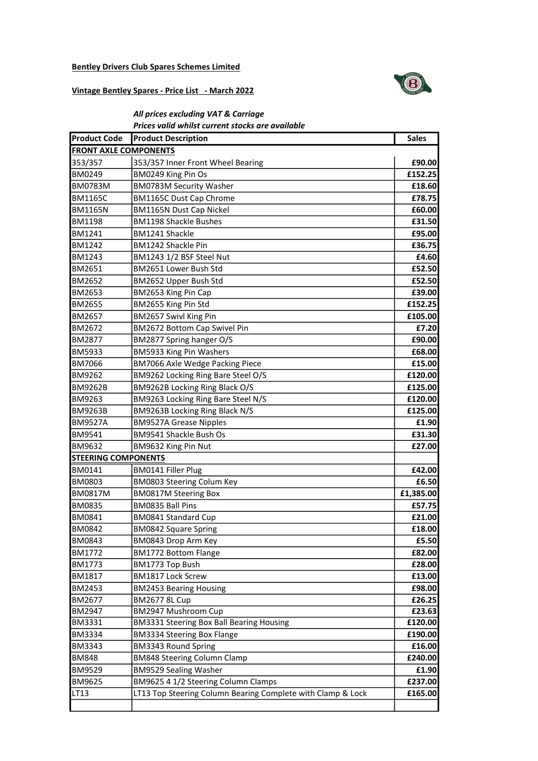**Bentley Drivers Club Spares Schemes Limited**

**Vintage Bentley Spares - Price List - March 2022**

***All prices excluding VAT & Carriage***
***Prices valid whilst current stocks are available***

| Product Code | Product Description | Sales |
|---|---|---|
| **FRONT AXLE COMPONENTS** | | |
| 353/357 | 353/357 Inner Front Wheel Bearing | £90.00 |
| BM0249 | BM0249 King Pin Os | £152.25 |
| BM0783M | BM0783M Security Washer | £18.60 |
| BM1165C | BM1165C Dust Cap Chrome | £78.75 |
| BM1165N | BM1165N Dust Cap Nickel | £60.00 |
| BM1198 | BM1198 Shackle Bushes | £31.50 |
| BM1241 | BM1241 Shackle | £95.00 |
| BM1242 | BM1242 Shackle Pin | £36.75 |
| BM1243 | BM1243 1/2 BSF Steel Nut | £4.60 |
| BM2651 | BM2651 Lower Bush Std | £52.50 |
| BM2652 | BM2652 Upper Bush Std | £52.50 |
| BM2653 | BM2653 King Pin Cap | £39.00 |
| BM2655 | BM2655 King Pin Std | £152.25 |
| BM2657 | BM2657 Swivl King Pin | £105.00 |
| BM2672 | BM2672 Bottom Cap Swivel Pin | £7.20 |
| BM2877 | BM2877 Spring hanger O/S | £90.00 |
| BM5933 | BM5933 King Pin Washers | £68.00 |
| BM7066 | BM7066 Axle Wedge Packing Piece | £15.00 |
| BM9262 | BM9262 Locking Ring Bare Steel O/S | £120.00 |
| BM9262B | BM9262B Locking Ring Black O/S | £125.00 |
| BM9263 | BM9263 Locking Ring Bare Steel N/S | £120.00 |
| BM9263B | BM9263B Locking Ring Black N/S | £125.00 |
| BM9527A | BM9527A Grease Nipples | £1.90 |
| BM9541 | BM9541 Shackle Bush Os | £31.30 |
| BM9632 | BM9632 King Pin Nut | £27.00 |
| **STEERING COMPONENTS** | | |
| BM0141 | BM0141 Filler Plug | £42.00 |
| BM0803 | BM0803 Steering Colum Key | £6.50 |
| BM0817M | BM0817M Steering Box | £1,385.00 |
| BM0835 | BM0835 Ball Pins | £57.75 |
| BM0841 | BM0841 Standard Cup | £21.00 |
| BM0842 | BM0842 Square Spring | £18.00 |
| BM0843 | BM0843 Drop Arm Key | £5.50 |
| BM1772 | BM1772 Bottom Flange | £82.00 |
| BM1773 | BM1773 Top Bush | £28.00 |
| BM1817 | BM1817 Lock Screw | £13.00 |
| BM2453 | BM2453 Bearing Housing | £98.00 |
| BM2677 | BM2677 8L Cup | £26.25 |
| BM2947 | BM2947 Mushroom Cup | £23.63 |
| BM3331 | BM3331 Steering Box Ball Bearing Housing | £120.00 |
| BM3334 | BM3334 Steering Box Flange | £190.00 |
| BM3343 | BM3343 Round Spring | £16.00 |
| BM848 | BM848 Steering Column Clamp | £240.00 |
| BM9529 | BM9529 Sealing Washer | £1.90 |
| BM9625 | BM9625 4 1/2 Steering Column Clamps | £237.00 |
| LT13 | LT13 Top Steering Column Bearing Complete with Clamp & Lock | £165.00 |
| | | |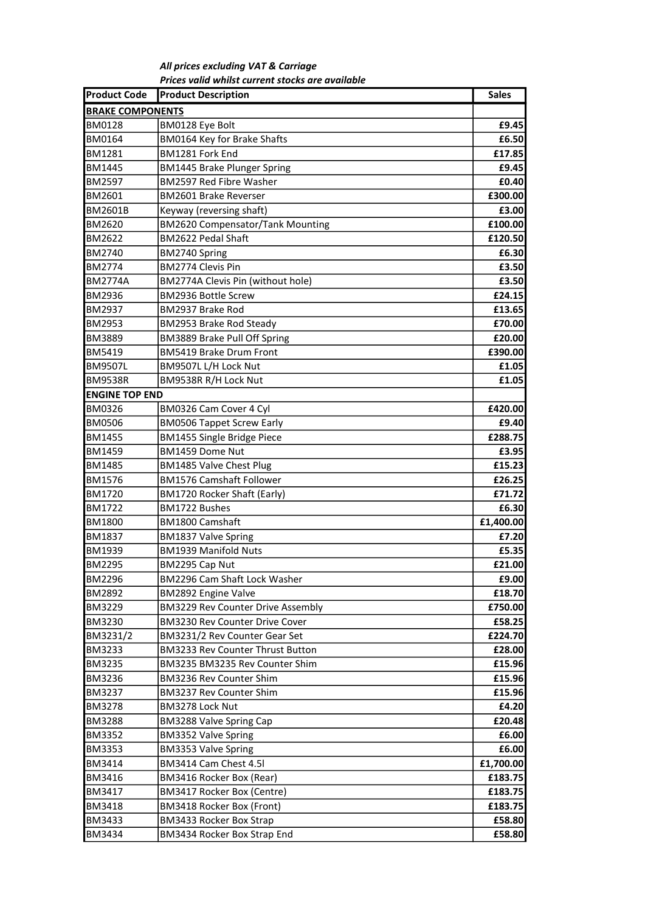***All prices excluding VAT & Carriage***
***Prices valid whilst current stocks are available***

| Product Code | Product Description | Sales |
|---|---|---|
| **BRAKE COMPONENTS** | | |
| BM0128 | BM0128 Eye Bolt | **£9.45** |
| BM0164 | BM0164 Key for Brake Shafts | **£6.50** |
| BM1281 | BM1281 Fork End | **£17.85** |
| BM1445 | BM1445 Brake Plunger Spring | **£9.45** |
| BM2597 | BM2597 Red Fibre Washer | **£0.40** |
| BM2601 | BM2601 Brake Reverser | **£300.00** |
| BM2601B | Keyway (reversing shaft) | **£3.00** |
| BM2620 | BM2620 Compensator/Tank Mounting | **£100.00** |
| BM2622 | BM2622 Pedal Shaft | **£120.50** |
| BM2740 | BM2740 Spring | **£6.30** |
| BM2774 | BM2774 Clevis Pin | **£3.50** |
| BM2774A | BM2774A Clevis Pin (without hole) | **£3.50** |
| BM2936 | BM2936 Bottle Screw | **£24.15** |
| BM2937 | BM2937 Brake Rod | **£13.65** |
| BM2953 | BM2953 Brake Rod Steady | **£70.00** |
| BM3889 | BM3889 Brake Pull Off Spring | **£20.00** |
| BM5419 | BM5419 Brake Drum Front | **£390.00** |
| BM9507L | BM9507L L/H Lock Nut | **£1.05** |
| BM9538R | BM9538R R/H Lock Nut | **£1.05** |
| **ENGINE TOP END** | | |
| BM0326 | BM0326 Cam Cover 4 Cyl | **£420.00** |
| BM0506 | BM0506 Tappet Screw Early | **£9.40** |
| BM1455 | BM1455 Single Bridge Piece | **£288.75** |
| BM1459 | BM1459 Dome Nut | **£3.95** |
| BM1485 | BM1485 Valve Chest Plug | **£15.23** |
| BM1576 | BM1576 Camshaft Follower | **£26.25** |
| BM1720 | BM1720 Rocker Shaft (Early) | **£71.72** |
| BM1722 | BM1722 Bushes | **£6.30** |
| BM1800 | BM1800 Camshaft | **£1,400.00** |
| BM1837 | BM1837 Valve Spring | **£7.20** |
| BM1939 | BM1939 Manifold Nuts | **£5.35** |
| BM2295 | BM2295 Cap Nut | **£21.00** |
| BM2296 | BM2296 Cam Shaft Lock Washer | **£9.00** |
| BM2892 | BM2892 Engine Valve | **£18.70** |
| BM3229 | BM3229 Rev Counter Drive Assembly | **£750.00** |
| BM3230 | BM3230 Rev Counter Drive Cover | **£58.25** |
| BM3231/2 | BM3231/2 Rev Counter Gear Set | **£224.70** |
| BM3233 | BM3233 Rev Counter Thrust Button | **£28.00** |
| BM3235 | BM3235 BM3235 Rev Counter Shim | **£15.96** |
| BM3236 | BM3236 Rev Counter Shim | **£15.96** |
| BM3237 | BM3237 Rev Counter Shim | **£15.96** |
| BM3278 | BM3278 Lock Nut | **£4.20** |
| BM3288 | BM3288 Valve Spring Cap | **£20.48** |
| BM3352 | BM3352 Valve Spring | **£6.00** |
| BM3353 | BM3353 Valve Spring | **£6.00** |
| BM3414 | BM3414 Cam Chest 4.5l | **£1,700.00** |
| BM3416 | BM3416 Rocker Box (Rear) | **£183.75** |
| BM3417 | BM3417 Rocker Box (Centre) | **£183.75** |
| BM3418 | BM3418 Rocker Box (Front) | **£183.75** |
| BM3433 | BM3433 Rocker Box Strap | **£58.80** |
| BM3434 | BM3434 Rocker Box Strap End | **£58.80** |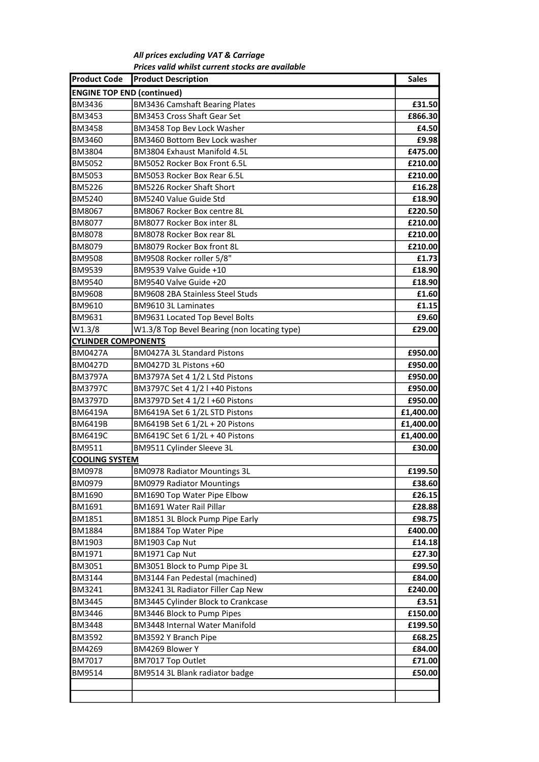***All prices excluding VAT & Carriage***
***Prices valid whilst current stocks are available***

| Product Code | Product Description | Sales |
|---|---|---|
| **ENGINE TOP END (continued)** | | |
| BM3436 | BM3436 Camshaft Bearing Plates | **£31.50** |
| BM3453 | BM3453 Cross Shaft Gear Set | **£866.30** |
| BM3458 | BM3458 Top Bev Lock Washer | **£4.50** |
| BM3460 | BM3460 Bottom Bev Lock washer | **£9.98** |
| BM3804 | BM3804 Exhaust Manifold 4.5L | **£475.00** |
| BM5052 | BM5052 Rocker Box Front 6.5L | **£210.00** |
| BM5053 | BM5053 Rocker Box Rear 6.5L | **£210.00** |
| BM5226 | BM5226 Rocker Shaft Short | **£16.28** |
| BM5240 | BM5240 Value Guide Std | **£18.90** |
| BM8067 | BM8067 Rocker Box centre 8L | **£220.50** |
| BM8077 | BM8077 Rocker Box inter 8L | **£210.00** |
| BM8078 | BM8078 Rocker Box rear 8L | **£210.00** |
| BM8079 | BM8079 Rocker Box front 8L | **£210.00** |
| BM9508 | BM9508 Rocker roller 5/8" | **£1.73** |
| BM9539 | BM9539 Valve Guide +10 | **£18.90** |
| BM9540 | BM9540 Valve Guide +20 | **£18.90** |
| BM9608 | BM9608 2BA Stainless Steel Studs | **£1.60** |
| BM9610 | BM9610 3L Laminates | **£1.15** |
| BM9631 | BM9631 Located Top Bevel Bolts | **£9.60** |
| W1.3/8 | W1.3/8 Top Bevel Bearing (non locating type) | **£29.00** |
| **CYLINDER COMPONENTS** | | |
| BM0427A | BM0427A 3L Standard Pistons | **£950.00** |
| BM0427D | BM0427D 3L Pistons +60 | **£950.00** |
| BM3797A | BM3797A Set 4 1/2 L Std Pistons | **£950.00** |
| BM3797C | BM3797C Set 4 1/2 l +40 Pistons | **£950.00** |
| BM3797D | BM3797D Set 4 1/2 l +60 Pistons | **£950.00** |
| BM6419A | BM6419A Set 6 1/2L STD Pistons | **£1,400.00** |
| BM6419B | BM6419B Set 6 1/2L + 20 Pistons | **£1,400.00** |
| BM6419C | BM6419C Set 6 1/2L + 40 Pistons | **£1,400.00** |
| BM9511 | BM9511 Cylinder Sleeve 3L | **£30.00** |
| **COOLING SYSTEM** | | |
| BM0978 | BM0978 Radiator Mountings 3L | **£199.50** |
| BM0979 | BM0979 Radiator Mountings | **£38.60** |
| BM1690 | BM1690 Top Water Pipe Elbow | **£26.15** |
| BM1691 | BM1691 Water Rail Pillar | **£28.88** |
| BM1851 | BM1851 3L Block Pump Pipe Early | **£98.75** |
| BM1884 | BM1884 Top Water Pipe | **£400.00** |
| BM1903 | BM1903 Cap Nut | **£14.18** |
| BM1971 | BM1971 Cap Nut | **£27.30** |
| BM3051 | BM3051 Block to Pump Pipe 3L | **£99.50** |
| BM3144 | BM3144 Fan Pedestal (machined) | **£84.00** |
| BM3241 | BM3241 3L Radiator Filler Cap New | **£240.00** |
| BM3445 | BM3445 Cylinder Block to Crankcase | **£3.51** |
| BM3446 | BM3446 Block to Pump Pipes | **£150.00** |
| BM3448 | BM3448 Internal Water Manifold | **£199.50** |
| BM3592 | BM3592 Y Branch Pipe | **£68.25** |
| BM4269 | BM4269 Blower Y | **£84.00** |
| BM7017 | BM7017 Top Outlet | **£71.00** |
| BM9514 | BM9514 3L Blank radiator badge | **£50.00** |
| | | |
| | | |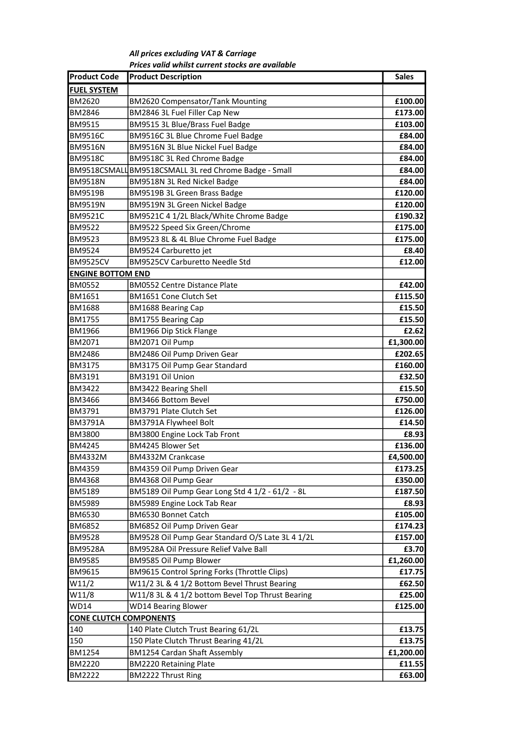***All prices excluding VAT & Carriage***
***Prices valid whilst current stocks are available***

| Product Code | Product Description | Sales |
|---|---|---|
| **FUEL SYSTEM** | | |
| BM2620 | BM2620 Compensator/Tank Mounting | **£100.00** |
| BM2846 | BM2846 3L Fuel Filler Cap New | **£173.00** |
| BM9515 | BM9515 3L Blue/Brass Fuel Badge | **£103.00** |
| BM9516C | BM9516C 3L Blue Chrome Fuel Badge | **£84.00** |
| BM9516N | BM9516N 3L Blue Nickel Fuel Badge | **£84.00** |
| BM9518C | BM9518C 3L Red Chrome Badge | **£84.00** |
| BM9518CSMALL | BM9518CSMALL 3L red Chrome Badge - Small | **£84.00** |
| BM9518N | BM9518N 3L Red Nickel Badge | **£84.00** |
| BM9519B | BM9519B 3L Green Brass Badge | **£120.00** |
| BM9519N | BM9519N 3L Green Nickel Badge | **£120.00** |
| BM9521C | BM9521C 4 1/2L Black/White Chrome Badge | **£190.32** |
| BM9522 | BM9522 Speed Six Green/Chrome | **£175.00** |
| BM9523 | BM9523 8L & 4L Blue Chrome Fuel Badge | **£175.00** |
| BM9524 | BM9524 Carburetto jet | **£8.40** |
| BM9525CV | BM9525CV Carburetto Needle Std | **£12.00** |
| **ENGINE BOTTOM END** | | |
| BM0552 | BM0552 Centre Distance Plate | **£42.00** |
| BM1651 | BM1651 Cone Clutch Set | **£115.50** |
| BM1688 | BM1688 Bearing Cap | **£15.50** |
| BM1755 | BM1755 Bearing Cap | **£15.50** |
| BM1966 | BM1966 Dip Stick Flange | **£2.62** |
| BM2071 | BM2071 Oil Pump | **£1,300.00** |
| BM2486 | BM2486 Oil Pump Driven Gear | **£202.65** |
| BM3175 | BM3175 Oil Pump Gear Standard | **£160.00** |
| BM3191 | BM3191 Oil Union | **£32.50** |
| BM3422 | BM3422 Bearing Shell | **£15.50** |
| BM3466 | BM3466 Bottom Bevel | **£750.00** |
| BM3791 | BM3791 Plate Clutch Set | **£126.00** |
| BM3791A | BM3791A Flywheel Bolt | **£14.50** |
| BM3800 | BM3800 Engine Lock Tab Front | **£8.93** |
| BM4245 | BM4245 Blower Set | **£136.00** |
| BM4332M | BM4332M Crankcase | **£4,500.00** |
| BM4359 | BM4359 Oil Pump Driven Gear | **£173.25** |
| BM4368 | BM4368 Oil Pump Gear | **£350.00** |
| BM5189 | BM5189 Oil Pump Gear Long Std 4 1/2 - 61/2 - 8L | **£187.50** |
| BM5989 | BM5989 Engine Lock Tab Rear | **£8.93** |
| BM6530 | BM6530 Bonnet Catch | **£105.00** |
| BM6852 | BM6852 Oil Pump Driven Gear | **£174.23** |
| BM9528 | BM9528 Oil Pump Gear Standard O/S Late 3L 4 1/2L | **£157.00** |
| BM9528A | BM9528A Oil Pressure Relief Valve Ball | **£3.70** |
| BM9585 | BM9585 Oil Pump Blower | **£1,260.00** |
| BM9615 | BM9615 Control Spring Forks (Throttle Clips) | **£17.75** |
| W11/2 | W11/2 3L & 4 1/2 Bottom Bevel Thrust Bearing | **£62.50** |
| W11/8 | W11/8 3L & 4 1/2 bottom Bevel Top Thrust Bearing | **£25.00** |
| WD14 | WD14 Bearing Blower | **£125.00** |
| **CONE CLUTCH COMPONENTS** | | |
| 140 | 140 Plate Clutch Trust Bearing 61/2L | **£13.75** |
| 150 | 150 Plate Clutch Thrust Bearing 41/2L | **£13.75** |
| BM1254 | BM1254 Cardan Shaft Assembly | **£1,200.00** |
| BM2220 | BM2220 Retaining Plate | **£11.55** |
| BM2222 | BM2222 Thrust Ring | **£63.00** |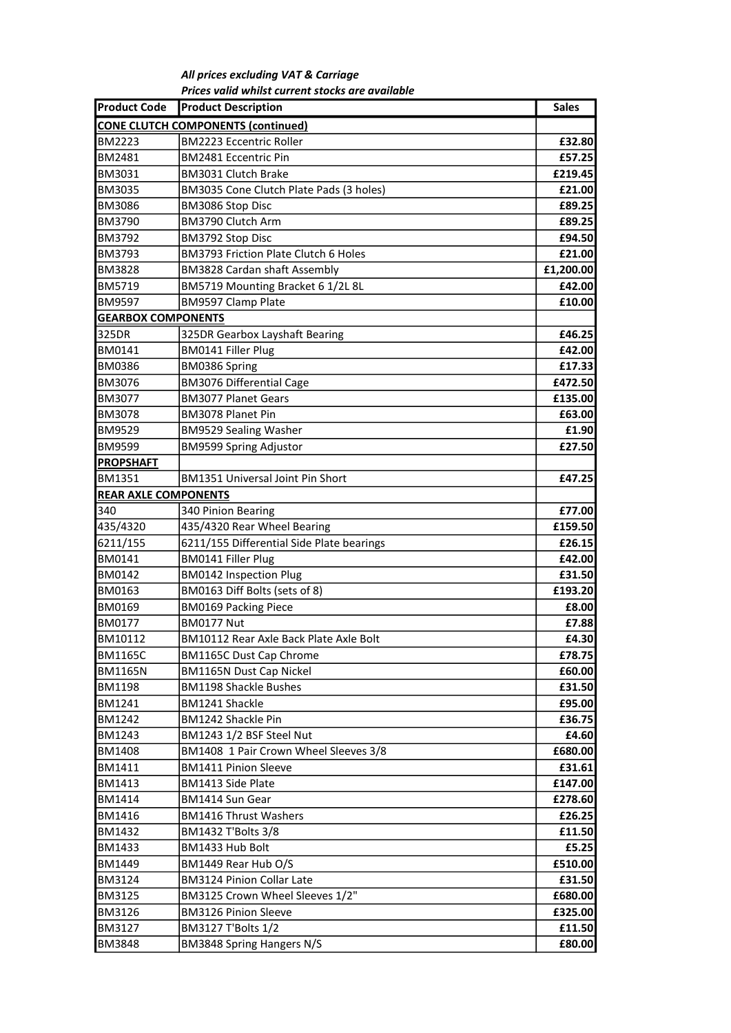***All prices excluding VAT & Carriage***
***Prices valid whilst current stocks are available***

| Product Code | Product Description | Sales |
|---|---|---|
| **CONE CLUTCH COMPONENTS (continued)** | | |
| BM2223 | BM2223 Eccentric Roller | **£32.80** |
| BM2481 | BM2481 Eccentric Pin | **£57.25** |
| BM3031 | BM3031 Clutch Brake | **£219.45** |
| BM3035 | BM3035 Cone Clutch Plate Pads (3 holes) | **£21.00** |
| BM3086 | BM3086 Stop Disc | **£89.25** |
| BM3790 | BM3790 Clutch Arm | **£89.25** |
| BM3792 | BM3792 Stop Disc | **£94.50** |
| BM3793 | BM3793 Friction Plate Clutch 6 Holes | **£21.00** |
| BM3828 | BM3828 Cardan shaft Assembly | **£1,200.00** |
| BM5719 | BM5719 Mounting Bracket 6 1/2L 8L | **£42.00** |
| BM9597 | BM9597 Clamp Plate | **£10.00** |
| **GEARBOX COMPONENTS** | | |
| 325DR | 325DR Gearbox Layshaft Bearing | **£46.25** |
| BM0141 | BM0141 Filler Plug | **£42.00** |
| BM0386 | BM0386 Spring | **£17.33** |
| BM3076 | BM3076 Differential Cage | **£472.50** |
| BM3077 | BM3077 Planet Gears | **£135.00** |
| BM3078 | BM3078 Planet Pin | **£63.00** |
| BM9529 | BM9529 Sealing Washer | **£1.90** |
| BM9599 | BM9599 Spring Adjustor | **£27.50** |
| **PROPSHAFT** | | |
| BM1351 | BM1351 Universal Joint Pin Short | **£47.25** |
| **REAR AXLE COMPONENTS** | | |
| 340 | 340 Pinion Bearing | **£77.00** |
| 435/4320 | 435/4320 Rear Wheel Bearing | **£159.50** |
| 6211/155 | 6211/155 Differential Side Plate bearings | **£26.15** |
| BM0141 | BM0141 Filler Plug | **£42.00** |
| BM0142 | BM0142 Inspection Plug | **£31.50** |
| BM0163 | BM0163 Diff Bolts (sets of 8) | **£193.20** |
| BM0169 | BM0169 Packing Piece | **£8.00** |
| BM0177 | BM0177 Nut | **£7.88** |
| BM10112 | BM10112 Rear Axle Back Plate Axle Bolt | **£4.30** |
| BM1165C | BM1165C Dust Cap Chrome | **£78.75** |
| BM1165N | BM1165N Dust Cap Nickel | **£60.00** |
| BM1198 | BM1198 Shackle Bushes | **£31.50** |
| BM1241 | BM1241 Shackle | **£95.00** |
| BM1242 | BM1242 Shackle Pin | **£36.75** |
| BM1243 | BM1243 1/2 BSF Steel Nut | **£4.60** |
| BM1408 | BM1408 1 Pair Crown Wheel Sleeves 3/8 | **£680.00** |
| BM1411 | BM1411 Pinion Sleeve | **£31.61** |
| BM1413 | BM1413 Side Plate | **£147.00** |
| BM1414 | BM1414 Sun Gear | **£278.60** |
| BM1416 | BM1416 Thrust Washers | **£26.25** |
| BM1432 | BM1432 T'Bolts 3/8 | **£11.50** |
| BM1433 | BM1433 Hub Bolt | **£5.25** |
| BM1449 | BM1449 Rear Hub O/S | **£510.00** |
| BM3124 | BM3124 Pinion Collar Late | **£31.50** |
| BM3125 | BM3125 Crown Wheel Sleeves 1/2" | **£680.00** |
| BM3126 | BM3126 Pinion Sleeve | **£325.00** |
| BM3127 | BM3127 T'Bolts 1/2 | **£11.50** |
| BM3848 | BM3848 Spring Hangers N/S | **£80.00** |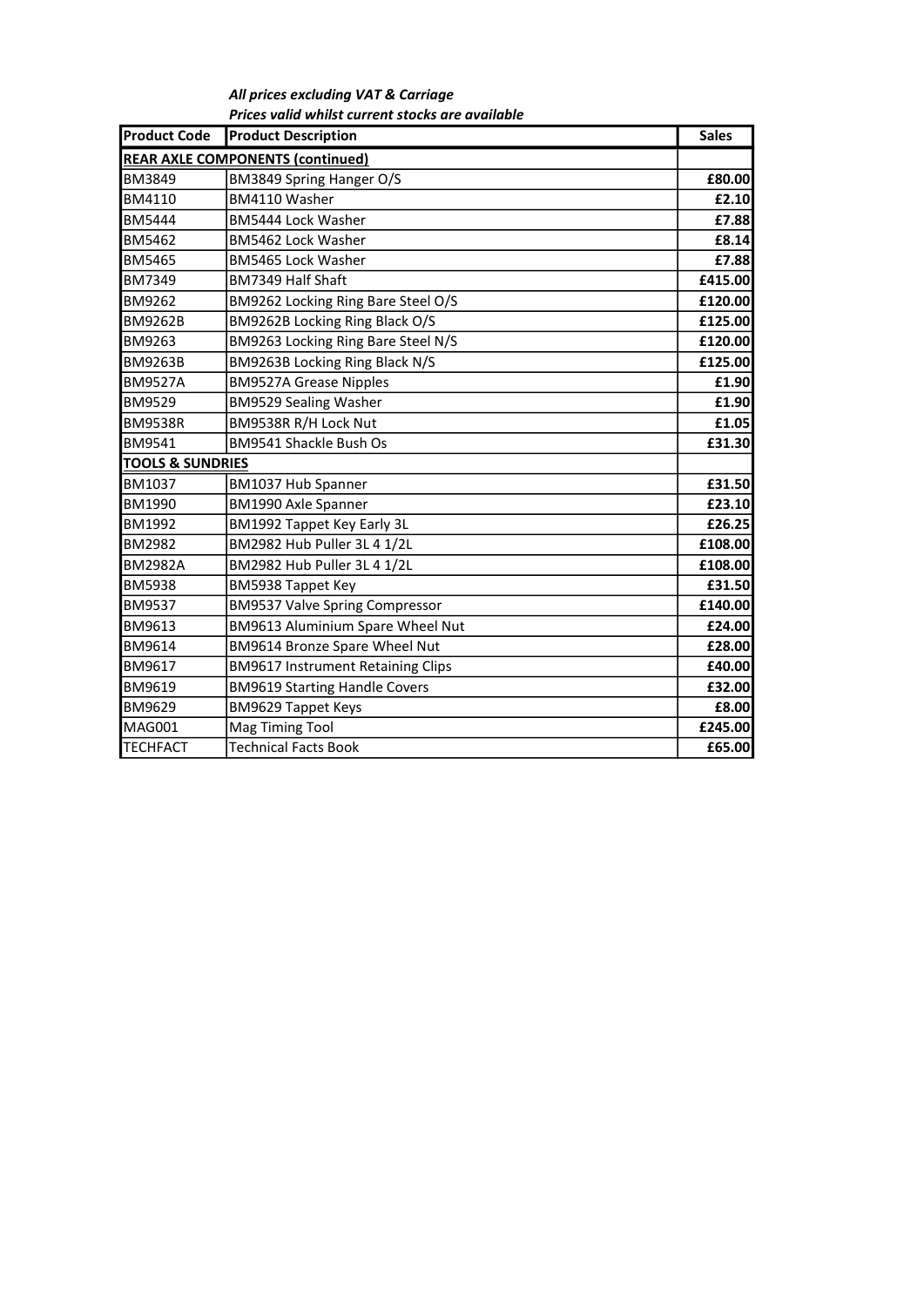***All prices excluding VAT & Carriage***

***Prices valid whilst current stocks are available***

| Product Code | Product Description | Sales |
|---|---|---|
| **REAR AXLE COMPONENTS (continued)** | | |
| BM3849 | BM3849 Spring Hanger O/S | **£80.00** |
| BM4110 | BM4110 Washer | **£2.10** |
| BM5444 | BM5444 Lock Washer | **£7.88** |
| BM5462 | BM5462 Lock Washer | **£8.14** |
| BM5465 | BM5465 Lock Washer | **£7.88** |
| BM7349 | BM7349 Half Shaft | **£415.00** |
| BM9262 | BM9262 Locking Ring Bare Steel O/S | **£120.00** |
| BM9262B | BM9262B Locking Ring Black O/S | **£125.00** |
| BM9263 | BM9263 Locking Ring Bare Steel N/S | **£120.00** |
| BM9263B | BM9263B Locking Ring Black N/S | **£125.00** |
| BM9527A | BM9527A Grease Nipples | **£1.90** |
| BM9529 | BM9529 Sealing Washer | **£1.90** |
| BM9538R | BM9538R R/H Lock Nut | **£1.05** |
| BM9541 | BM9541 Shackle Bush Os | **£31.30** |
| **TOOLS & SUNDRIES** | | |
| BM1037 | BM1037 Hub Spanner | **£31.50** |
| BM1990 | BM1990 Axle Spanner | **£23.10** |
| BM1992 | BM1992 Tappet Key Early 3L | **£26.25** |
| BM2982 | BM2982 Hub Puller 3L 4 1/2L | **£108.00** |
| BM2982A | BM2982 Hub Puller 3L 4 1/2L | **£108.00** |
| BM5938 | BM5938 Tappet Key | **£31.50** |
| BM9537 | BM9537 Valve Spring Compressor | **£140.00** |
| BM9613 | BM9613 Aluminium Spare Wheel Nut | **£24.00** |
| BM9614 | BM9614 Bronze Spare Wheel Nut | **£28.00** |
| BM9617 | BM9617 Instrument Retaining Clips | **£40.00** |
| BM9619 | BM9619 Starting Handle Covers | **£32.00** |
| BM9629 | BM9629 Tappet Keys | **£8.00** |
| MAG001 | Mag Timing Tool | **£245.00** |
| TECHFACT | Technical Facts Book | **£65.00** |